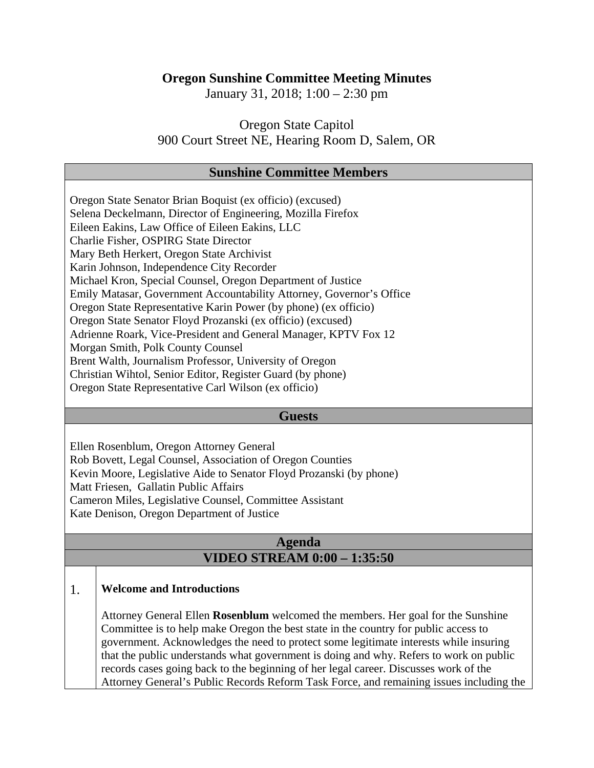# Oregon Sunshine Committee Meeting Minutes

January 31, 2018; 1:00 – 2:30 pm

Oregon State Capitol
900 Court Street NE, Hearing Room D, Salem, OR

## Sunshine Committee Members

Oregon State Senator Brian Boquist (ex officio) (excused)
Selena Deckelmann, Director of Engineering, Mozilla Firefox
Eileen Eakins, Law Office of Eileen Eakins, LLC
Charlie Fisher, OSPIRG State Director
Mary Beth Herkert, Oregon State Archivist
Karin Johnson, Independence City Recorder
Michael Kron, Special Counsel, Oregon Department of Justice
Emily Matasar, Government Accountability Attorney, Governor's Office
Oregon State Representative Karin Power (by phone) (ex officio)
Oregon State Senator Floyd Prozanski (ex officio) (excused)
Adrienne Roark, Vice-President and General Manager, KPTV Fox 12
Morgan Smith, Polk County Counsel
Brent Walth, Journalism Professor, University of Oregon
Christian Wihtol, Senior Editor, Register Guard (by phone)
Oregon State Representative Carl Wilson (ex officio)

## Guests

Ellen Rosenblum, Oregon Attorney General
Rob Bovett, Legal Counsel, Association of Oregon Counties
Kevin Moore, Legislative Aide to Senator Floyd Prozanski (by phone)
Matt Friesen, Gallatin Public Affairs
Cameron Miles, Legislative Counsel, Committee Assistant
Kate Denison, Oregon Department of Justice

## Agenda

## VIDEO STREAM 0:00 – 1:35:50

1. **Welcome and Introductions**

Attorney General Ellen **Rosenblum** welcomed the members. Her goal for the Sunshine Committee is to help make Oregon the best state in the country for public access to government. Acknowledges the need to protect some legitimate interests while insuring that the public understands what government is doing and why. Refers to work on public records cases going back to the beginning of her legal career. Discusses work of the Attorney General's Public Records Reform Task Force, and remaining issues including the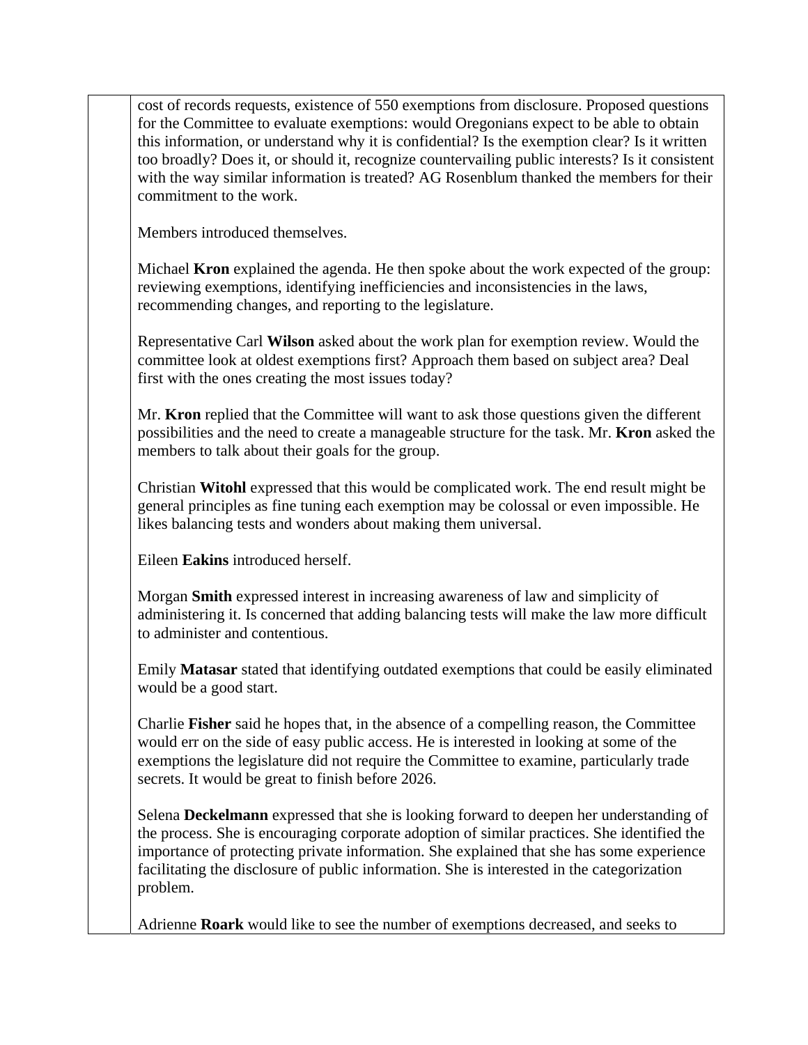cost of records requests, existence of 550 exemptions from disclosure. Proposed questions for the Committee to evaluate exemptions: would Oregonians expect to be able to obtain this information, or understand why it is confidential? Is the exemption clear? Is it written too broadly? Does it, or should it, recognize countervailing public interests? Is it consistent with the way similar information is treated? AG Rosenblum thanked the members for their commitment to the work.

Members introduced themselves.

Michael **Kron** explained the agenda. He then spoke about the work expected of the group: reviewing exemptions, identifying inefficiencies and inconsistencies in the laws, recommending changes, and reporting to the legislature.

Representative Carl **Wilson** asked about the work plan for exemption review. Would the committee look at oldest exemptions first? Approach them based on subject area? Deal first with the ones creating the most issues today?

Mr. **Kron** replied that the Committee will want to ask those questions given the different possibilities and the need to create a manageable structure for the task. Mr. **Kron** asked the members to talk about their goals for the group.

Christian **Witohl** expressed that this would be complicated work. The end result might be general principles as fine tuning each exemption may be colossal or even impossible. He likes balancing tests and wonders about making them universal.

Eileen **Eakins** introduced herself.

Morgan **Smith** expressed interest in increasing awareness of law and simplicity of administering it. Is concerned that adding balancing tests will make the law more difficult to administer and contentious.

Emily **Matasar** stated that identifying outdated exemptions that could be easily eliminated would be a good start.

Charlie **Fisher** said he hopes that, in the absence of a compelling reason, the Committee would err on the side of easy public access. He is interested in looking at some of the exemptions the legislature did not require the Committee to examine, particularly trade secrets. It would be great to finish before 2026.

Selena **Deckelmann** expressed that she is looking forward to deepen her understanding of the process. She is encouraging corporate adoption of similar practices. She identified the importance of protecting private information. She explained that she has some experience facilitating the disclosure of public information. She is interested in the categorization problem.

Adrienne **Roark** would like to see the number of exemptions decreased, and seeks to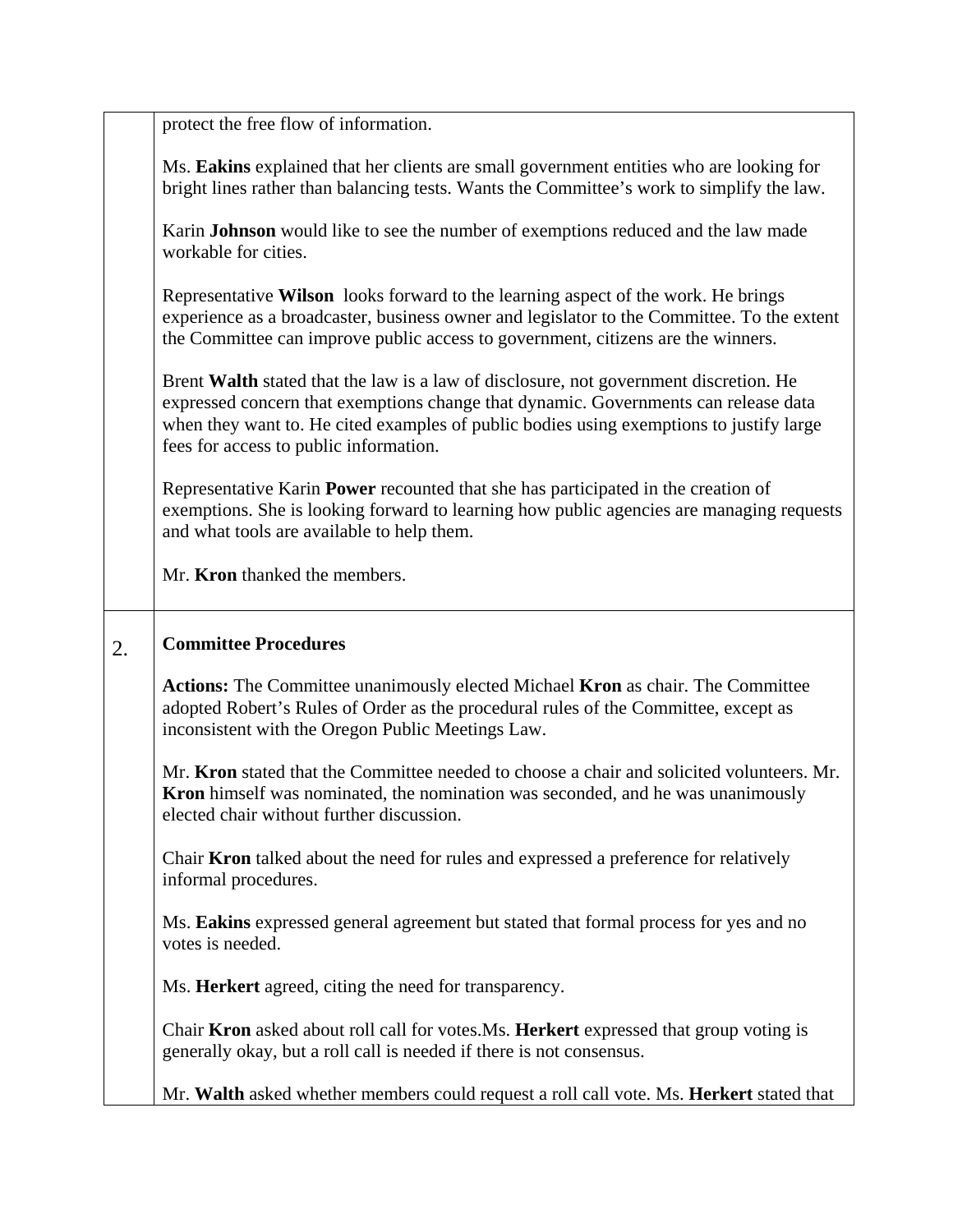| | |
|---|---|
| | protect the free flow of information.<br><br>Ms. **Eakins** explained that her clients are small government entities who are looking for bright lines rather than balancing tests. Wants the Committee's work to simplify the law.<br><br>Karin **Johnson** would like to see the number of exemptions reduced and the law made workable for cities.<br><br>Representative **Wilson** looks forward to the learning aspect of the work. He brings experience as a broadcaster, business owner and legislator to the Committee. To the extent the Committee can improve public access to government, citizens are the winners.<br><br>Brent **Walth** stated that the law is a law of disclosure, not government discretion. He expressed concern that exemptions change that dynamic. Governments can release data when they want to. He cited examples of public bodies using exemptions to justify large fees for access to public information.<br><br>Representative Karin **Power** recounted that she has participated in the creation of exemptions. She is looking forward to learning how public agencies are managing requests and what tools are available to help them.<br><br>Mr. **Kron** thanked the members. |
| 2. | **Committee Procedures**<br><br>**Actions:** The Committee unanimously elected Michael **Kron** as chair. The Committee adopted Robert's Rules of Order as the procedural rules of the Committee, except as inconsistent with the Oregon Public Meetings Law.<br><br>Mr. **Kron** stated that the Committee needed to choose a chair and solicited volunteers. Mr. **Kron** himself was nominated, the nomination was seconded, and he was unanimously elected chair without further discussion.<br><br>Chair **Kron** talked about the need for rules and expressed a preference for relatively informal procedures.<br><br>Ms. **Eakins** expressed general agreement but stated that formal process for yes and no votes is needed.<br><br>Ms. **Herkert** agreed, citing the need for transparency.<br><br>Chair **Kron** asked about roll call for votes.Ms. **Herkert** expressed that group voting is generally okay, but a roll call is needed if there is not consensus.<br><br>Mr. **Walth** asked whether members could request a roll call vote. Ms. **Herkert** stated that |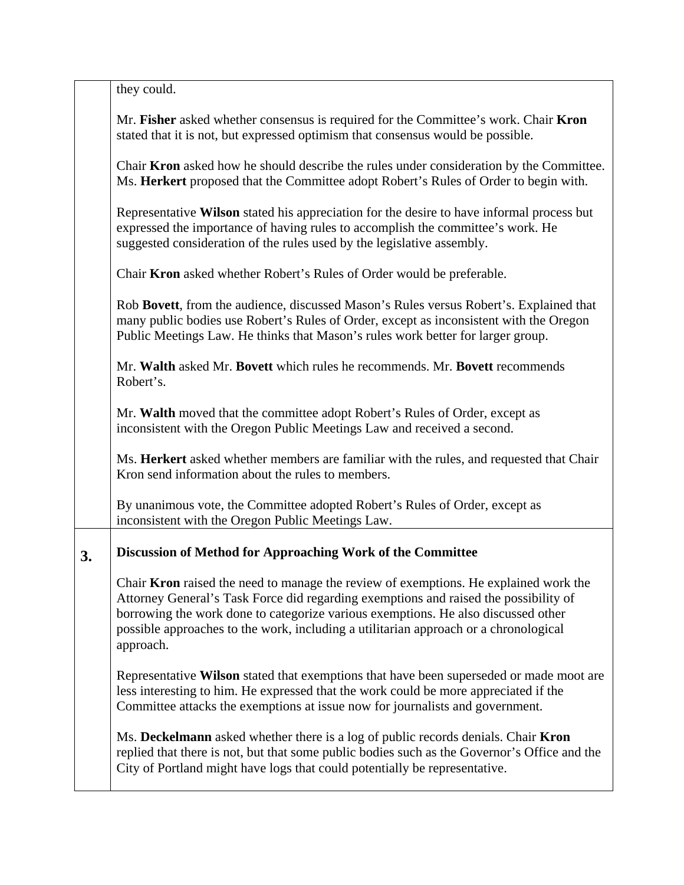| | |
|---|---|
| | they could.<br><br>Mr. **Fisher** asked whether consensus is required for the Committee's work. Chair **Kron** stated that it is not, but expressed optimism that consensus would be possible.<br><br>Chair **Kron** asked how he should describe the rules under consideration by the Committee. Ms. **Herkert** proposed that the Committee adopt Robert's Rules of Order to begin with.<br><br>Representative **Wilson** stated his appreciation for the desire to have informal process but expressed the importance of having rules to accomplish the committee's work. He suggested consideration of the rules used by the legislative assembly.<br><br>Chair **Kron** asked whether Robert's Rules of Order would be preferable.<br><br>Rob **Bovett**, from the audience, discussed Mason's Rules versus Robert's. Explained that many public bodies use Robert's Rules of Order, except as inconsistent with the Oregon Public Meetings Law. He thinks that Mason's rules work better for larger group.<br><br>Mr. **Walth** asked Mr. **Bovett** which rules he recommends. Mr. **Bovett** recommends Robert's.<br><br>Mr. **Walth** moved that the committee adopt Robert's Rules of Order, except as inconsistent with the Oregon Public Meetings Law and received a second.<br><br>Ms. **Herkert** asked whether members are familiar with the rules, and requested that Chair Kron send information about the rules to members.<br><br>By unanimous vote, the Committee adopted Robert's Rules of Order, except as inconsistent with the Oregon Public Meetings Law. |
| **3.** | **Discussion of Method for Approaching Work of the Committee**<br><br>Chair **Kron** raised the need to manage the review of exemptions. He explained work the Attorney General's Task Force did regarding exemptions and raised the possibility of borrowing the work done to categorize various exemptions. He also discussed other possible approaches to the work, including a utilitarian approach or a chronological approach.<br><br>Representative **Wilson** stated that exemptions that have been superseded or made moot are less interesting to him. He expressed that the work could be more appreciated if the Committee attacks the exemptions at issue now for journalists and government.<br><br>Ms. **Deckelmann** asked whether there is a log of public records denials. Chair **Kron** replied that there is not, but that some public bodies such as the Governor's Office and the City of Portland might have logs that could potentially be representative. |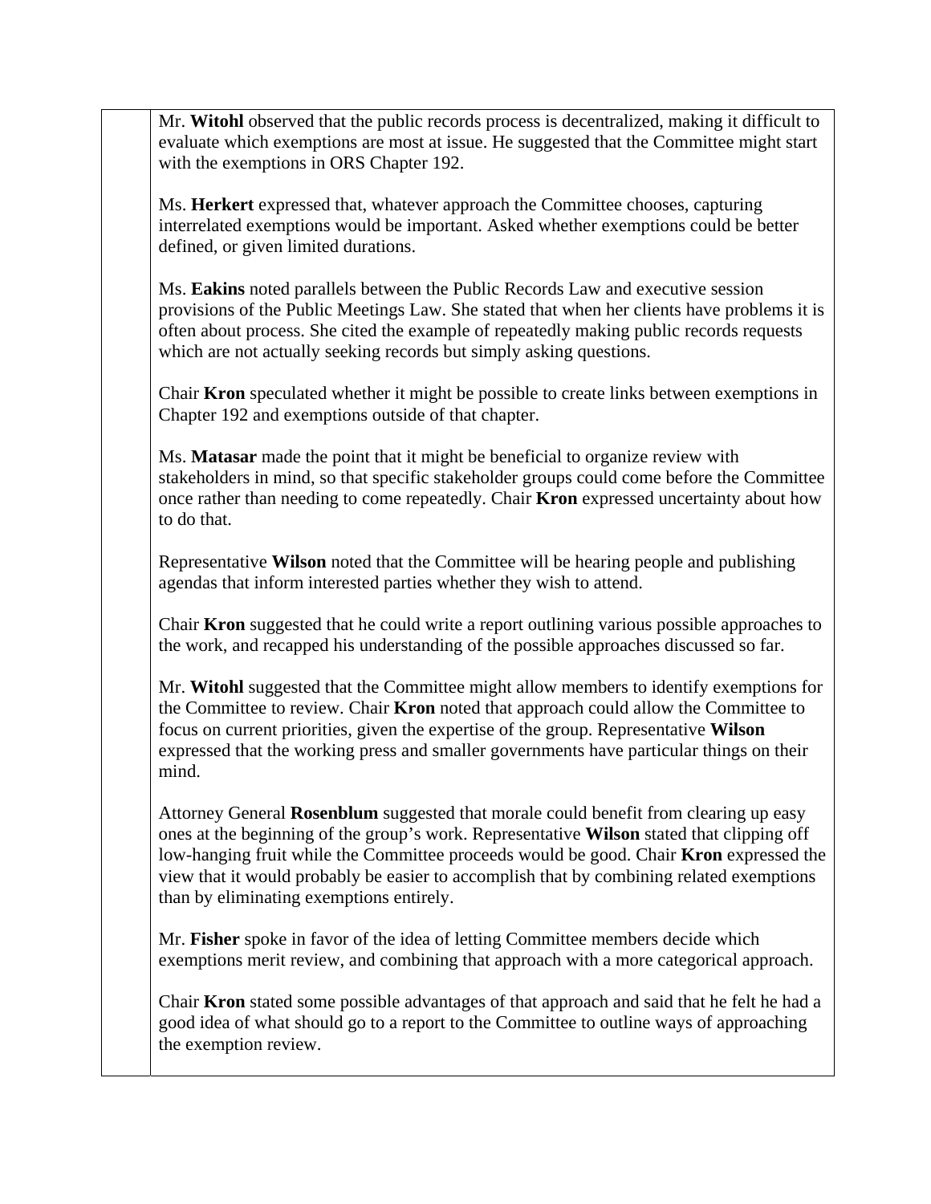Mr. **Witohl** observed that the public records process is decentralized, making it difficult to evaluate which exemptions are most at issue. He suggested that the Committee might start with the exemptions in ORS Chapter 192.

Ms. **Herkert** expressed that, whatever approach the Committee chooses, capturing interrelated exemptions would be important. Asked whether exemptions could be better defined, or given limited durations.

Ms. **Eakins** noted parallels between the Public Records Law and executive session provisions of the Public Meetings Law. She stated that when her clients have problems it is often about process. She cited the example of repeatedly making public records requests which are not actually seeking records but simply asking questions.

Chair **Kron** speculated whether it might be possible to create links between exemptions in Chapter 192 and exemptions outside of that chapter.

Ms. **Matasar** made the point that it might be beneficial to organize review with stakeholders in mind, so that specific stakeholder groups could come before the Committee once rather than needing to come repeatedly. Chair **Kron** expressed uncertainty about how to do that.

Representative **Wilson** noted that the Committee will be hearing people and publishing agendas that inform interested parties whether they wish to attend.

Chair **Kron** suggested that he could write a report outlining various possible approaches to the work, and recapped his understanding of the possible approaches discussed so far.

Mr. **Witohl** suggested that the Committee might allow members to identify exemptions for the Committee to review. Chair **Kron** noted that approach could allow the Committee to focus on current priorities, given the expertise of the group. Representative **Wilson** expressed that the working press and smaller governments have particular things on their mind.

Attorney General **Rosenblum** suggested that morale could benefit from clearing up easy ones at the beginning of the group's work. Representative **Wilson** stated that clipping off low-hanging fruit while the Committee proceeds would be good. Chair **Kron** expressed the view that it would probably be easier to accomplish that by combining related exemptions than by eliminating exemptions entirely.

Mr. **Fisher** spoke in favor of the idea of letting Committee members decide which exemptions merit review, and combining that approach with a more categorical approach.

Chair **Kron** stated some possible advantages of that approach and said that he felt he had a good idea of what should go to a report to the Committee to outline ways of approaching the exemption review.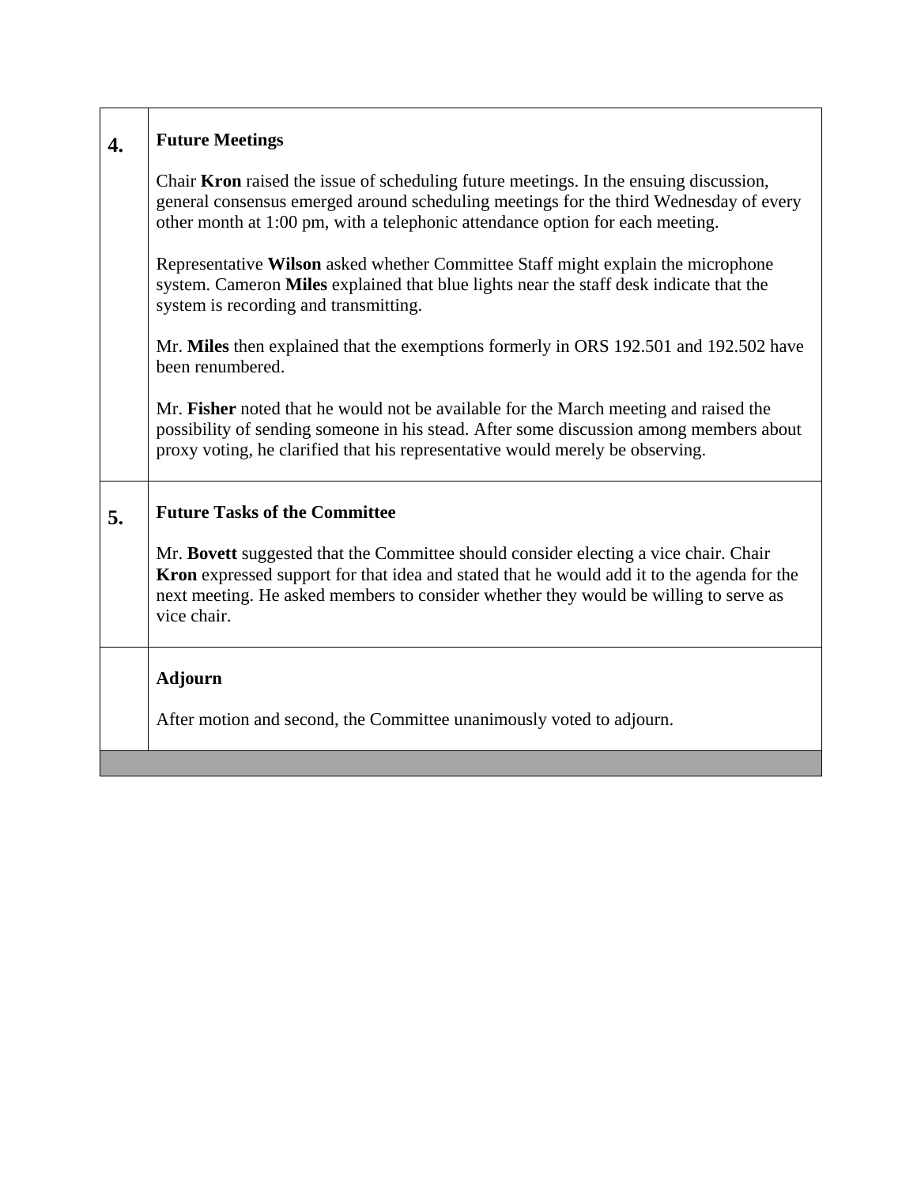| | |
|---|---|
| **4.** | **Future Meetings**<br><br>Chair **Kron** raised the issue of scheduling future meetings. In the ensuing discussion, general consensus emerged around scheduling meetings for the third Wednesday of every other month at 1:00 pm, with a telephonic attendance option for each meeting.<br><br>Representative **Wilson** asked whether Committee Staff might explain the microphone system. Cameron **Miles** explained that blue lights near the staff desk indicate that the system is recording and transmitting.<br><br>Mr. **Miles** then explained that the exemptions formerly in ORS 192.501 and 192.502 have been renumbered.<br><br>Mr. **Fisher** noted that he would not be available for the March meeting and raised the possibility of sending someone in his stead. After some discussion among members about proxy voting, he clarified that his representative would merely be observing. |
| **5.** | **Future Tasks of the Committee**<br><br>Mr. **Bovett** suggested that the Committee should consider electing a vice chair. Chair **Kron** expressed support for that idea and stated that he would add it to the agenda for the next meeting. He asked members to consider whether they would be willing to serve as vice chair. |
| | **Adjourn**<br><br>After motion and second, the Committee unanimously voted to adjourn. |